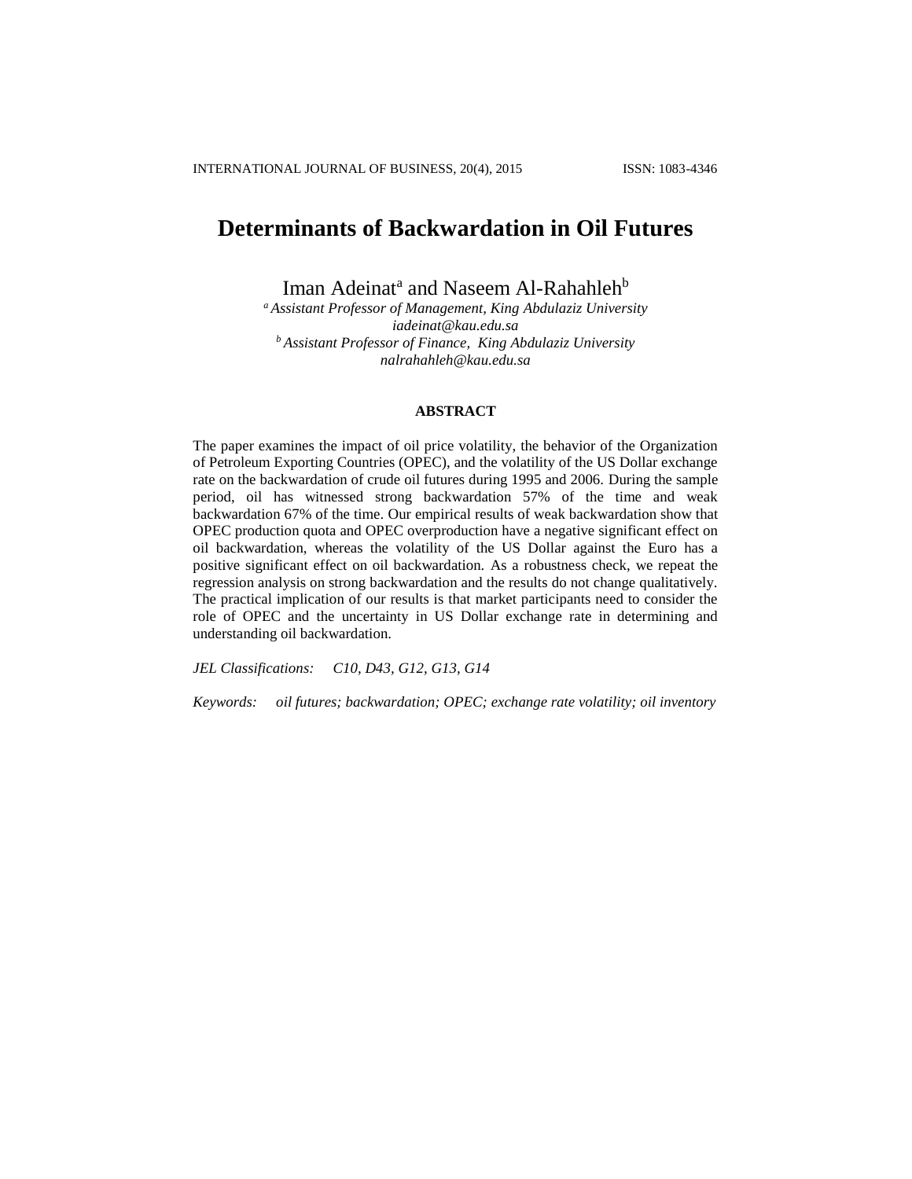# Determinants of Backwardation in Oil Futures

Iman Adeinat[a] and Naseem Al-Rahahleh[b]

[a] *Assistant Professor of Management, King Abdulaziz University*
*iadeinat@kau.edu.sa*
[b] *Assistant Professor of Finance, King Abdulaziz University*
*nalrahahleh@kau.edu.sa*

## ABSTRACT

The paper examines the impact of oil price volatility, the behavior of the Organization of Petroleum Exporting Countries (OPEC), and the volatility of the US Dollar exchange rate on the backwardation of crude oil futures during 1995 and 2006. During the sample period, oil has witnessed strong backwardation 57% of the time and weak backwardation 67% of the time. Our empirical results of weak backwardation show that OPEC production quota and OPEC overproduction have a negative significant effect on oil backwardation, whereas the volatility of the US Dollar against the Euro has a positive significant effect on oil backwardation. As a robustness check, we repeat the regression analysis on strong backwardation and the results do not change qualitatively. The practical implication of our results is that market participants need to consider the role of OPEC and the uncertainty in US Dollar exchange rate in determining and understanding oil backwardation.

*JEL Classifications:* *C10, D43, G12, G13, G14*

*Keywords:* *oil futures; backwardation; OPEC; exchange rate volatility; oil inventory*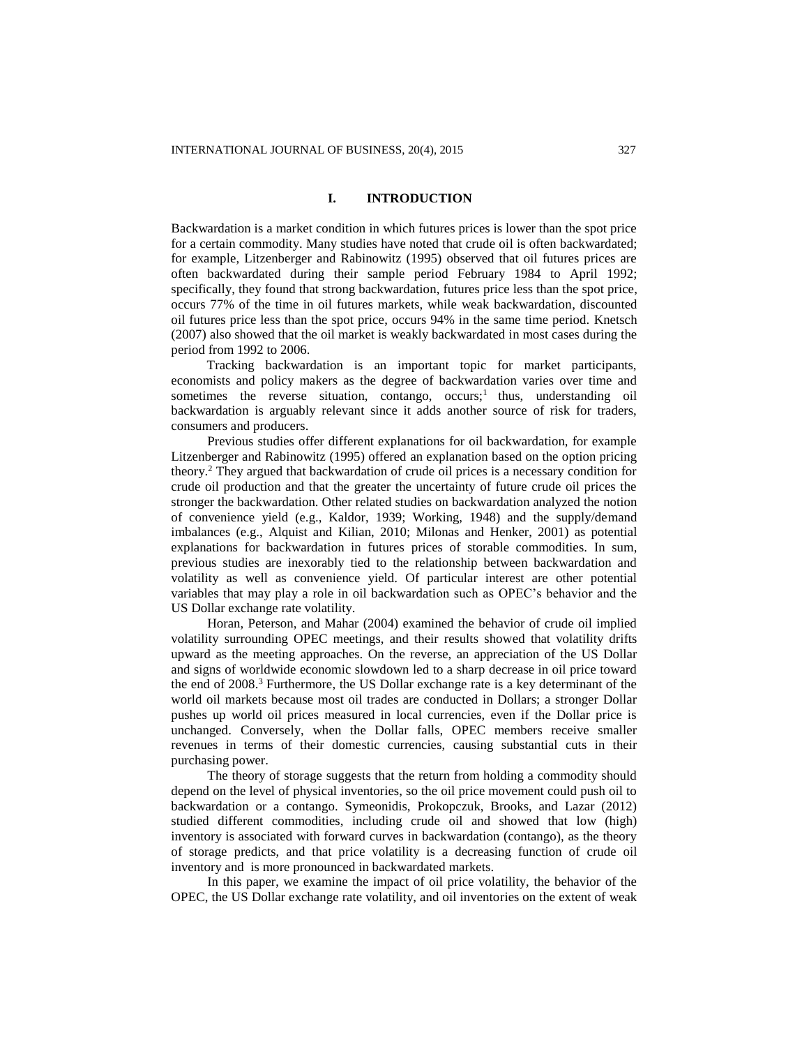## I. INTRODUCTION

Backwardation is a market condition in which futures prices is lower than the spot price for a certain commodity. Many studies have noted that crude oil is often backwardated; for example, Litzenberger and Rabinowitz (1995) observed that oil futures prices are often backwardated during their sample period February 1984 to April 1992; specifically, they found that strong backwardation, futures price less than the spot price, occurs 77% of the time in oil futures markets, while weak backwardation, discounted oil futures price less than the spot price, occurs 94% in the same time period. Knetsch (2007) also showed that the oil market is weakly backwardated in most cases during the period from 1992 to 2006.

Tracking backwardation is an important topic for market participants, economists and policy makers as the degree of backwardation varies over time and sometimes the reverse situation, contango, occurs;[1] thus, understanding oil backwardation is arguably relevant since it adds another source of risk for traders, consumers and producers.

Previous studies offer different explanations for oil backwardation, for example Litzenberger and Rabinowitz (1995) offered an explanation based on the option pricing theory.[2] They argued that backwardation of crude oil prices is a necessary condition for crude oil production and that the greater the uncertainty of future crude oil prices the stronger the backwardation. Other related studies on backwardation analyzed the notion of convenience yield (e.g., Kaldor, 1939; Working, 1948) and the supply/demand imbalances (e.g., Alquist and Kilian, 2010; Milonas and Henker, 2001) as potential explanations for backwardation in futures prices of storable commodities. In sum, previous studies are inexorably tied to the relationship between backwardation and volatility as well as convenience yield. Of particular interest are other potential variables that may play a role in oil backwardation such as OPEC's behavior and the US Dollar exchange rate volatility.

Horan, Peterson, and Mahar (2004) examined the behavior of crude oil implied volatility surrounding OPEC meetings, and their results showed that volatility drifts upward as the meeting approaches. On the reverse, an appreciation of the US Dollar and signs of worldwide economic slowdown led to a sharp decrease in oil price toward the end of 2008.[3] Furthermore, the US Dollar exchange rate is a key determinant of the world oil markets because most oil trades are conducted in Dollars; a stronger Dollar pushes up world oil prices measured in local currencies, even if the Dollar price is unchanged. Conversely, when the Dollar falls, OPEC members receive smaller revenues in terms of their domestic currencies, causing substantial cuts in their purchasing power.

The theory of storage suggests that the return from holding a commodity should depend on the level of physical inventories, so the oil price movement could push oil to backwardation or a contango. Symeonidis, Prokopczuk, Brooks, and Lazar (2012) studied different commodities, including crude oil and showed that low (high) inventory is associated with forward curves in backwardation (contango), as the theory of storage predicts, and that price volatility is a decreasing function of crude oil inventory and is more pronounced in backwardated markets.

In this paper, we examine the impact of oil price volatility, the behavior of the OPEC, the US Dollar exchange rate volatility, and oil inventories on the extent of weak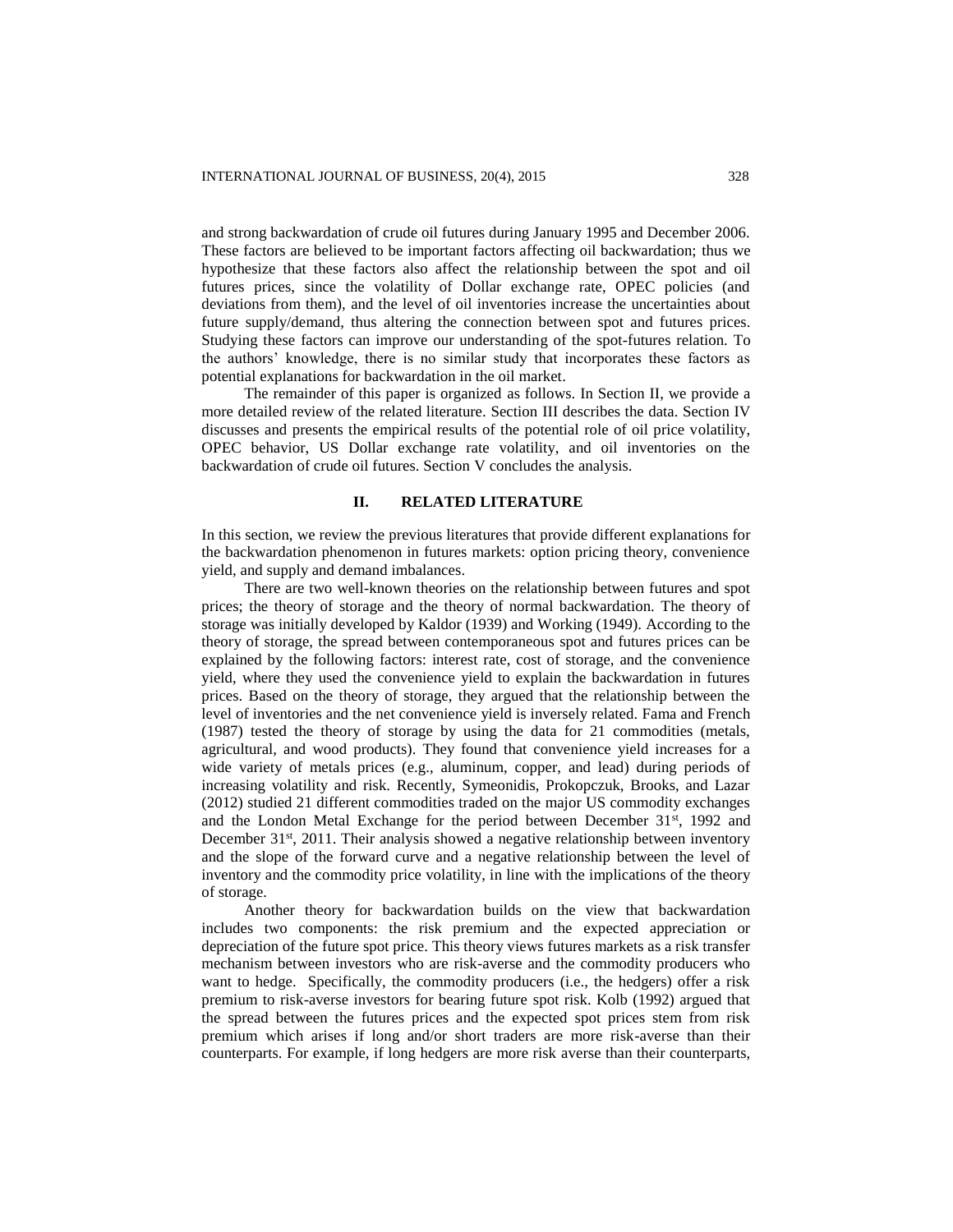and strong backwardation of crude oil futures during January 1995 and December 2006. These factors are believed to be important factors affecting oil backwardation; thus we hypothesize that these factors also affect the relationship between the spot and oil futures prices, since the volatility of Dollar exchange rate, OPEC policies (and deviations from them), and the level of oil inventories increase the uncertainties about future supply/demand, thus altering the connection between spot and futures prices. Studying these factors can improve our understanding of the spot-futures relation. To the authors' knowledge, there is no similar study that incorporates these factors as potential explanations for backwardation in the oil market.

The remainder of this paper is organized as follows. In Section II, we provide a more detailed review of the related literature. Section III describes the data. Section IV discusses and presents the empirical results of the potential role of oil price volatility, OPEC behavior, US Dollar exchange rate volatility, and oil inventories on the backwardation of crude oil futures. Section V concludes the analysis.

## II. RELATED LITERATURE

In this section, we review the previous literatures that provide different explanations for the backwardation phenomenon in futures markets: option pricing theory, convenience yield, and supply and demand imbalances.

There are two well-known theories on the relationship between futures and spot prices; the theory of storage and the theory of normal backwardation. The theory of storage was initially developed by Kaldor (1939) and Working (1949). According to the theory of storage, the spread between contemporaneous spot and futures prices can be explained by the following factors: interest rate, cost of storage, and the convenience yield, where they used the convenience yield to explain the backwardation in futures prices. Based on the theory of storage, they argued that the relationship between the level of inventories and the net convenience yield is inversely related. Fama and French (1987) tested the theory of storage by using the data for 21 commodities (metals, agricultural, and wood products). They found that convenience yield increases for a wide variety of metals prices (e.g., aluminum, copper, and lead) during periods of increasing volatility and risk. Recently, Symeonidis, Prokopczuk, Brooks, and Lazar (2012) studied 21 different commodities traded on the major US commodity exchanges and the London Metal Exchange for the period between December 31st, 1992 and December 31st, 2011. Their analysis showed a negative relationship between inventory and the slope of the forward curve and a negative relationship between the level of inventory and the commodity price volatility, in line with the implications of the theory of storage.

Another theory for backwardation builds on the view that backwardation includes two components: the risk premium and the expected appreciation or depreciation of the future spot price. This theory views futures markets as a risk transfer mechanism between investors who are risk-averse and the commodity producers who want to hedge. Specifically, the commodity producers (i.e., the hedgers) offer a risk premium to risk-averse investors for bearing future spot risk. Kolb (1992) argued that the spread between the futures prices and the expected spot prices stem from risk premium which arises if long and/or short traders are more risk-averse than their counterparts. For example, if long hedgers are more risk averse than their counterparts,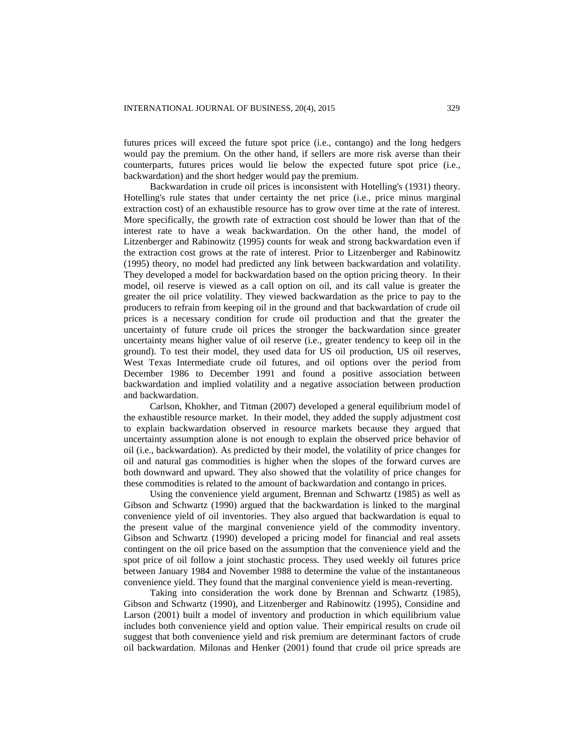futures prices will exceed the future spot price (i.e., contango) and the long hedgers would pay the premium. On the other hand, if sellers are more risk averse than their counterparts, futures prices would lie below the expected future spot price (i.e., backwardation) and the short hedger would pay the premium.

Backwardation in crude oil prices is inconsistent with Hotelling's (1931) theory. Hotelling's rule states that under certainty the net price (i.e., price minus marginal extraction cost) of an exhaustible resource has to grow over time at the rate of interest. More specifically, the growth rate of extraction cost should be lower than that of the interest rate to have a weak backwardation. On the other hand, the model of Litzenberger and Rabinowitz (1995) counts for weak and strong backwardation even if the extraction cost grows at the rate of interest. Prior to Litzenberger and Rabinowitz (1995) theory, no model had predicted any link between backwardation and volatility. They developed a model for backwardation based on the option pricing theory. In their model, oil reserve is viewed as a call option on oil, and its call value is greater the greater the oil price volatility. They viewed backwardation as the price to pay to the producers to refrain from keeping oil in the ground and that backwardation of crude oil prices is a necessary condition for crude oil production and that the greater the uncertainty of future crude oil prices the stronger the backwardation since greater uncertainty means higher value of oil reserve (i.e., greater tendency to keep oil in the ground). To test their model, they used data for US oil production, US oil reserves, West Texas Intermediate crude oil futures, and oil options over the period from December 1986 to December 1991 and found a positive association between backwardation and implied volatility and a negative association between production and backwardation.

Carlson, Khokher, and Titman (2007) developed a general equilibrium model of the exhaustible resource market. In their model, they added the supply adjustment cost to explain backwardation observed in resource markets because they argued that uncertainty assumption alone is not enough to explain the observed price behavior of oil (i.e., backwardation). As predicted by their model, the volatility of price changes for oil and natural gas commodities is higher when the slopes of the forward curves are both downward and upward. They also showed that the volatility of price changes for these commodities is related to the amount of backwardation and contango in prices.

Using the convenience yield argument, Brennan and Schwartz (1985) as well as Gibson and Schwartz (1990) argued that the backwardation is linked to the marginal convenience yield of oil inventories. They also argued that backwardation is equal to the present value of the marginal convenience yield of the commodity inventory. Gibson and Schwartz (1990) developed a pricing model for financial and real assets contingent on the oil price based on the assumption that the convenience yield and the spot price of oil follow a joint stochastic process. They used weekly oil futures price between January 1984 and November 1988 to determine the value of the instantaneous convenience yield. They found that the marginal convenience yield is mean-reverting.

Taking into consideration the work done by Brennan and Schwartz (1985), Gibson and Schwartz (1990), and Litzenberger and Rabinowitz (1995), Considine and Larson (2001) built a model of inventory and production in which equilibrium value includes both convenience yield and option value. Their empirical results on crude oil suggest that both convenience yield and risk premium are determinant factors of crude oil backwardation. Milonas and Henker (2001) found that crude oil price spreads are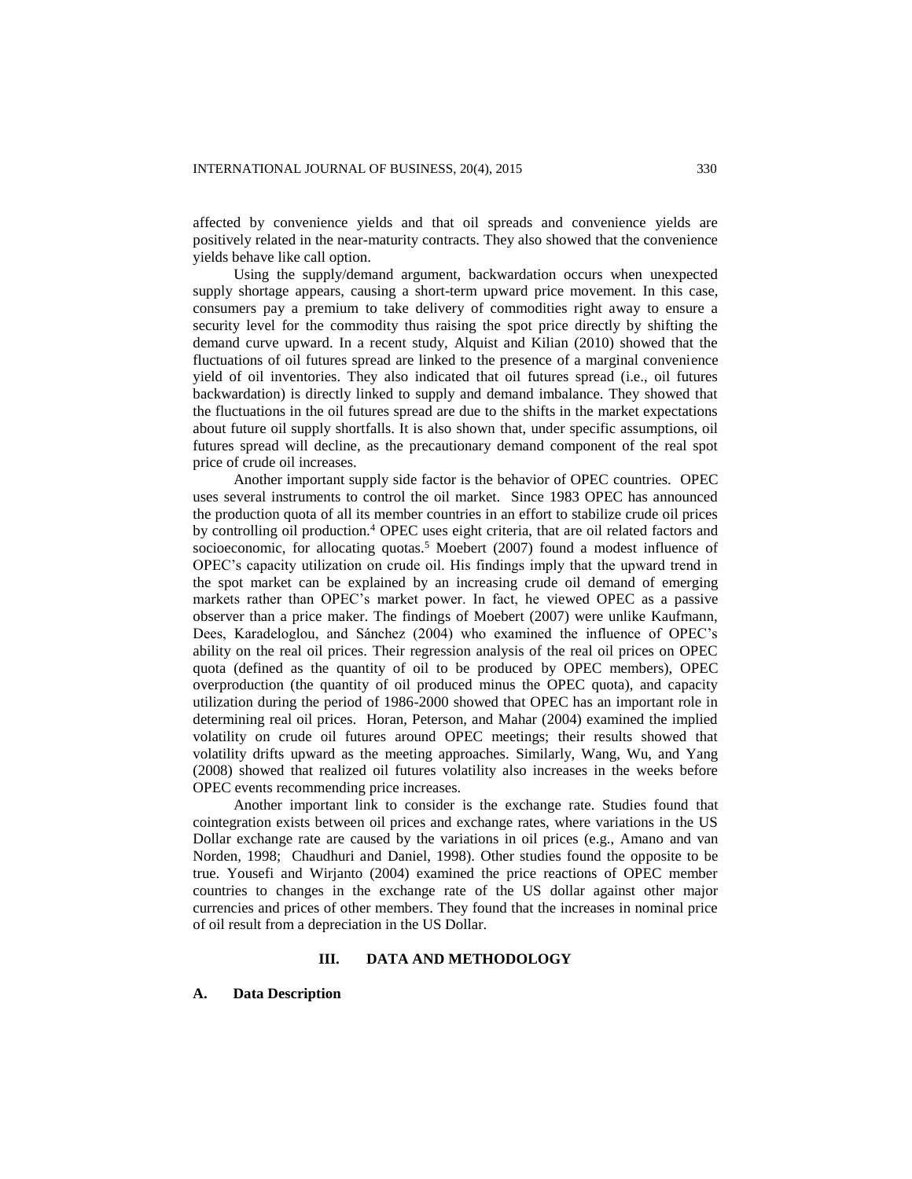affected by convenience yields and that oil spreads and convenience yields are positively related in the near-maturity contracts. They also showed that the convenience yields behave like call option.

Using the supply/demand argument, backwardation occurs when unexpected supply shortage appears, causing a short-term upward price movement. In this case, consumers pay a premium to take delivery of commodities right away to ensure a security level for the commodity thus raising the spot price directly by shifting the demand curve upward. In a recent study, Alquist and Kilian (2010) showed that the fluctuations of oil futures spread are linked to the presence of a marginal convenience yield of oil inventories. They also indicated that oil futures spread (i.e., oil futures backwardation) is directly linked to supply and demand imbalance. They showed that the fluctuations in the oil futures spread are due to the shifts in the market expectations about future oil supply shortfalls. It is also shown that, under specific assumptions, oil futures spread will decline, as the precautionary demand component of the real spot price of crude oil increases.

Another important supply side factor is the behavior of OPEC countries. OPEC uses several instruments to control the oil market. Since 1983 OPEC has announced the production quota of all its member countries in an effort to stabilize crude oil prices by controlling oil production.[4] OPEC uses eight criteria, that are oil related factors and socioeconomic, for allocating quotas.[5] Moebert (2007) found a modest influence of OPEC's capacity utilization on crude oil. His findings imply that the upward trend in the spot market can be explained by an increasing crude oil demand of emerging markets rather than OPEC's market power. In fact, he viewed OPEC as a passive observer than a price maker. The findings of Moebert (2007) were unlike Kaufmann, Dees, Karadeloglou, and Sánchez (2004) who examined the influence of OPEC's ability on the real oil prices. Their regression analysis of the real oil prices on OPEC quota (defined as the quantity of oil to be produced by OPEC members), OPEC overproduction (the quantity of oil produced minus the OPEC quota), and capacity utilization during the period of 1986-2000 showed that OPEC has an important role in determining real oil prices. Horan, Peterson, and Mahar (2004) examined the implied volatility on crude oil futures around OPEC meetings; their results showed that volatility drifts upward as the meeting approaches. Similarly, Wang, Wu, and Yang (2008) showed that realized oil futures volatility also increases in the weeks before OPEC events recommending price increases.

Another important link to consider is the exchange rate. Studies found that cointegration exists between oil prices and exchange rates, where variations in the US Dollar exchange rate are caused by the variations in oil prices (e.g., Amano and van Norden, 1998; Chaudhuri and Daniel, 1998). Other studies found the opposite to be true. Yousefi and Wirjanto (2004) examined the price reactions of OPEC member countries to changes in the exchange rate of the US dollar against other major currencies and prices of other members. They found that the increases in nominal price of oil result from a depreciation in the US Dollar.

## III. DATA AND METHODOLOGY

### A. Data Description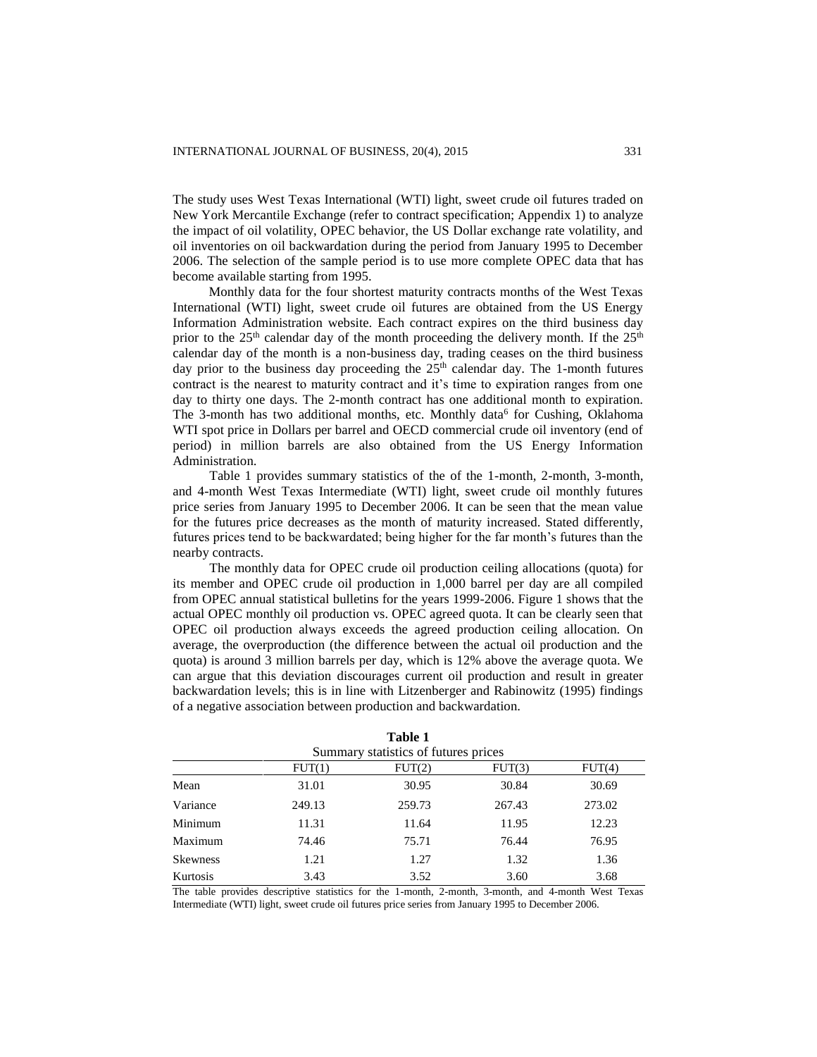The study uses West Texas International (WTI) light, sweet crude oil futures traded on New York Mercantile Exchange (refer to contract specification; Appendix 1) to analyze the impact of oil volatility, OPEC behavior, the US Dollar exchange rate volatility, and oil inventories on oil backwardation during the period from January 1995 to December 2006. The selection of the sample period is to use more complete OPEC data that has become available starting from 1995.

Monthly data for the four shortest maturity contracts months of the West Texas International (WTI) light, sweet crude oil futures are obtained from the US Energy Information Administration website. Each contract expires on the third business day prior to the 25th calendar day of the month proceeding the delivery month. If the 25th calendar day of the month is a non-business day, trading ceases on the third business day prior to the business day proceeding the 25th calendar day. The 1-month futures contract is the nearest to maturity contract and it's time to expiration ranges from one day to thirty one days. The 2-month contract has one additional month to expiration. The 3-month has two additional months, etc. Monthly data[6] for Cushing, Oklahoma WTI spot price in Dollars per barrel and OECD commercial crude oil inventory (end of period) in million barrels are also obtained from the US Energy Information Administration.

Table 1 provides summary statistics of the of the 1-month, 2-month, 3-month, and 4-month West Texas Intermediate (WTI) light, sweet crude oil monthly futures price series from January 1995 to December 2006. It can be seen that the mean value for the futures price decreases as the month of maturity increased. Stated differently, futures prices tend to be backwardated; being higher for the far month's futures than the nearby contracts.

The monthly data for OPEC crude oil production ceiling allocations (quota) for its member and OPEC crude oil production in 1,000 barrel per day are all compiled from OPEC annual statistical bulletins for the years 1999-2006. Figure 1 shows that the actual OPEC monthly oil production vs. OPEC agreed quota. It can be clearly seen that OPEC oil production always exceeds the agreed production ceiling allocation. On average, the overproduction (the difference between the actual oil production and the quota) is around 3 million barrels per day, which is 12% above the average quota. We can argue that this deviation discourages current oil production and result in greater backwardation levels; this is in line with Litzenberger and Rabinowitz (1995) findings of a negative association between production and backwardation.

**Table 1**
Summary statistics of futures prices

| | FUT(1) | FUT(2) | FUT(3) | FUT(4) |
|---|---|---|---|---|
| Mean | 31.01 | 30.95 | 30.84 | 30.69 |
| Variance | 249.13 | 259.73 | 267.43 | 273.02 |
| Minimum | 11.31 | 11.64 | 11.95 | 12.23 |
| Maximum | 74.46 | 75.71 | 76.44 | 76.95 |
| Skewness | 1.21 | 1.27 | 1.32 | 1.36 |
| Kurtosis | 3.43 | 3.52 | 3.60 | 3.68 |

The table provides descriptive statistics for the 1-month, 2-month, 3-month, and 4-month West Texas Intermediate (WTI) light, sweet crude oil futures price series from January 1995 to December 2006.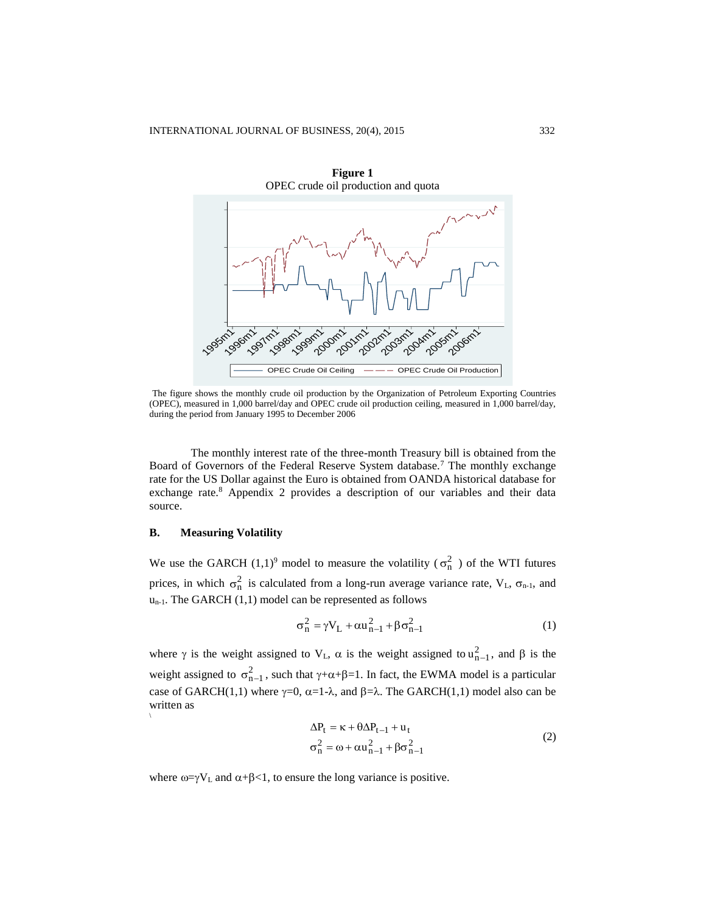**Figure 1**
OPEC crude oil production and quota

The figure shows the monthly crude oil production by the Organization of Petroleum Exporting Countries (OPEC), measured in 1,000 barrel/day and OPEC crude oil production ceiling, measured in 1,000 barrel/day, during the period from January 1995 to December 2006

The monthly interest rate of the three-month Treasury bill is obtained from the Board of Governors of the Federal Reserve System database.[7] The monthly exchange rate for the US Dollar against the Euro is obtained from OANDA historical database for exchange rate.[8] Appendix 2 provides a description of our variables and their data source.

## B. Measuring Volatility

We use the GARCH (1,1)[9] model to measure the volatility ( $\sigma_n^2$ ) of the WTI futures prices, in which $\sigma_n^2$ is calculated from a long-run average variance rate, $V_L$, $\sigma_{n-1}$, and $u_{n-1}$. The GARCH (1,1) model can be represented as follows

$$\sigma_n^2 = \gamma V_L + \alpha u_{n-1}^2 + \beta \sigma_{n-1}^2 \tag{1}$$

where $\gamma$ is the weight assigned to $V_L$, $\alpha$ is the weight assigned to $u_{n-1}^2$, and $\beta$ is the weight assigned to $\sigma_{n-1}^2$, such that $\gamma+\alpha+\beta=1$. In fact, the EWMA model is a particular case of GARCH(1,1) where $\gamma=0$, $\alpha=1-\lambda$, and $\beta=\lambda$. The GARCH(1,1) model also can be written as

$$\begin{aligned} \Delta P_t &= \kappa + \theta \Delta P_{t-1} + u_t \\ \sigma_n^2 &= \omega + \alpha u_{n-1}^2 + \beta \sigma_{n-1}^2 \end{aligned} \tag{2}$$

where $\omega=\gamma V_L$ and $\alpha+\beta<1$, to ensure the long variance is positive.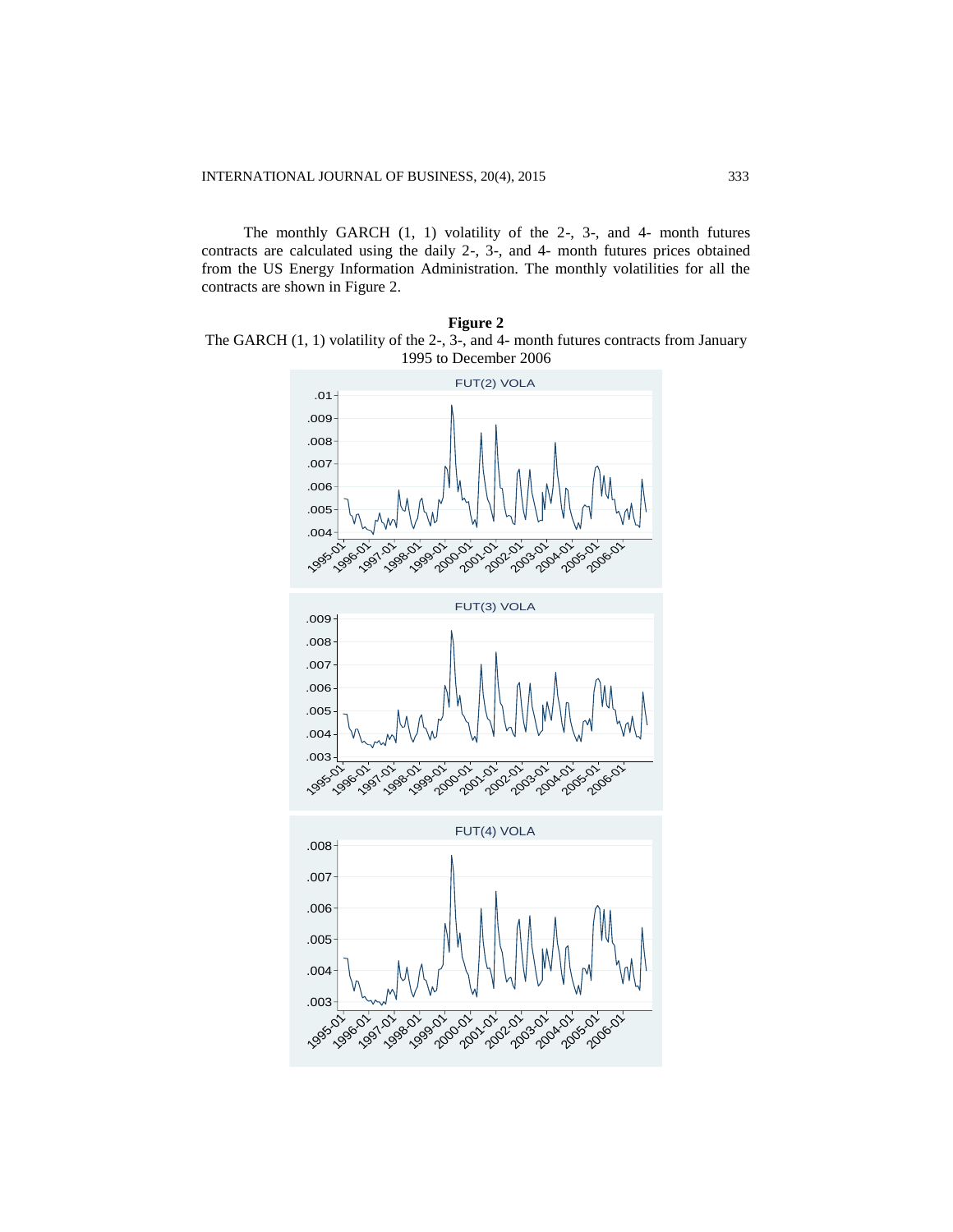The monthly GARCH (1, 1) volatility of the 2-, 3-, and 4- month futures contracts are calculated using the daily 2-, 3-, and 4- month futures prices obtained from the US Energy Information Administration. The monthly volatilities for all the contracts are shown in Figure 2.

**Figure 2**

The GARCH (1, 1) volatility of the 2-, 3-, and 4- month futures contracts from January 1995 to December 2006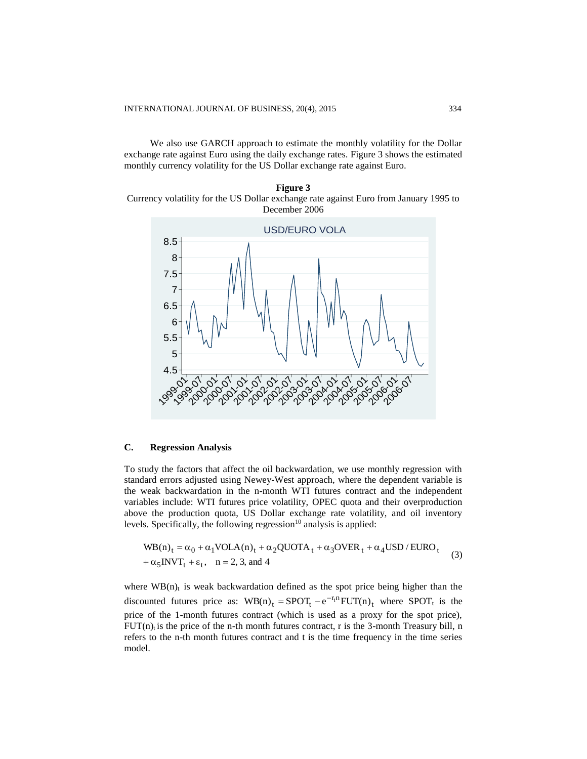We also use GARCH approach to estimate the monthly volatility for the Dollar exchange rate against Euro using the daily exchange rates. Figure 3 shows the estimated monthly currency volatility for the US Dollar exchange rate against Euro.

**Figure 3**
Currency volatility for the US Dollar exchange rate against Euro from January 1995 to December 2006

### C. Regression Analysis

To study the factors that affect the oil backwardation, we use monthly regression with standard errors adjusted using Newey-West approach, where the dependent variable is the weak backwardation in the n-month WTI futures contract and the independent variables include: WTI futures price volatility, OPEC quota and their overproduction above the production quota, US Dollar exchange rate volatility, and oil inventory levels. Specifically, the following regression[10] analysis is applied:

$$WB(n)_t = \alpha_0 + \alpha_1 VOLA(n)_t + \alpha_2 QUOTA_t + \alpha_3 OVER_t + \alpha_4 USD/EURO_t + \alpha_5 INVT_t + \varepsilon_t, \quad n = 2, 3, \text{ and } 4 \tag{3}$$

where $WB(n)_t$ is weak backwardation defined as the spot price being higher than the discounted futures price as: $WB(n)_t = SPOT_t - e^{-r_t n} FUT(n)_t$ where $SPOT_t$ is the price of the 1-month futures contract (which is used as a proxy for the spot price), $FUT(n)_t$ is the price of the n-th month futures contract, r is the 3-month Treasury bill, n refers to the n-th month futures contract and t is the time frequency in the time series model.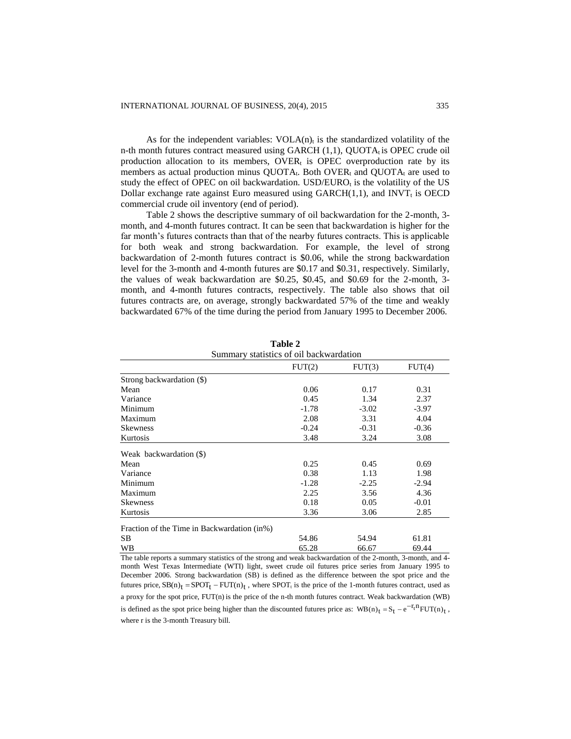As for the independent variables: $VOLA(n)_t$ is the standardized volatility of the n-th month futures contract measured using GARCH (1,1), $QUOTA_t$ is OPEC crude oil production allocation to its members, $OVER_t$ is OPEC overproduction rate by its members as actual production minus $QUOTA_t$. Both $OVER_t$ and $QUOTA_t$ are used to study the effect of OPEC on oil backwardation. $USD/EURO_t$ is the volatility of the US Dollar exchange rate against Euro measured using GARCH(1,1), and $INVT_t$ is OECD commercial crude oil inventory (end of period).

Table 2 shows the descriptive summary of oil backwardation for the 2-month, 3-month, and 4-month futures contract. It can be seen that backwardation is higher for the far month's futures contracts than that of the nearby futures contracts. This is applicable for both weak and strong backwardation. For example, the level of strong backwardation of 2-month futures contract is \$0.06, while the strong backwardation level for the 3-month and 4-month futures are \$0.17 and \$0.31, respectively. Similarly, the values of weak backwardation are \$0.25, \$0.45, and \$0.69 for the 2-month, 3-month, and 4-month futures contracts, respectively. The table also shows that oil futures contracts are, on average, strongly backwardated 57% of the time and weakly backwardated 67% of the time during the period from January 1995 to December 2006.

**Table 2**
Summary statistics of oil backwardation

| | FUT(2) | FUT(3) | FUT(4) |
|---|---|---|---|
| Strong backwardation (\$) | | | |
| Mean | 0.06 | 0.17 | 0.31 |
| Variance | 0.45 | 1.34 | 2.37 |
| Minimum | -1.78 | -3.02 | -3.97 |
| Maximum | 2.08 | 3.31 | 4.04 |
| Skewness | -0.24 | -0.31 | -0.36 |
| Kurtosis | 3.48 | 3.24 | 3.08 |
| Weak backwardation (\$) | | | |
| Mean | 0.25 | 0.45 | 0.69 |
| Variance | 0.38 | 1.13 | 1.98 |
| Minimum | -1.28 | -2.25 | -2.94 |
| Maximum | 2.25 | 3.56 | 4.36 |
| Skewness | 0.18 | 0.05 | -0.01 |
| Kurtosis | 3.36 | 3.06 | 2.85 |
| Fraction of the Time in Backwardation (in%) | | | |
| SB | 54.86 | 54.94 | 61.81 |
| WB | 65.28 | 66.67 | 69.44 |

The table reports a summary statistics of the strong and weak backwardation of the 2-month, 3-month, and 4-month West Texas Intermediate (WTI) light, sweet crude oil futures price series from January 1995 to December 2006. Strong backwardation (SB) is defined as the difference between the spot price and the futures price, $SB(n)_t = SPOT_t - FUT(n)_t$, where $SPOT_t$ is the price of the 1-month futures contract, used as a proxy for the spot price, $FUT(n)$ is the price of the n-th month futures contract. Weak backwardation (WB) is defined as the spot price being higher than the discounted futures price as: $WB(n)_t = S_t - e^{-r_t n} FUT(n)_t$, where r is the 3-month Treasury bill.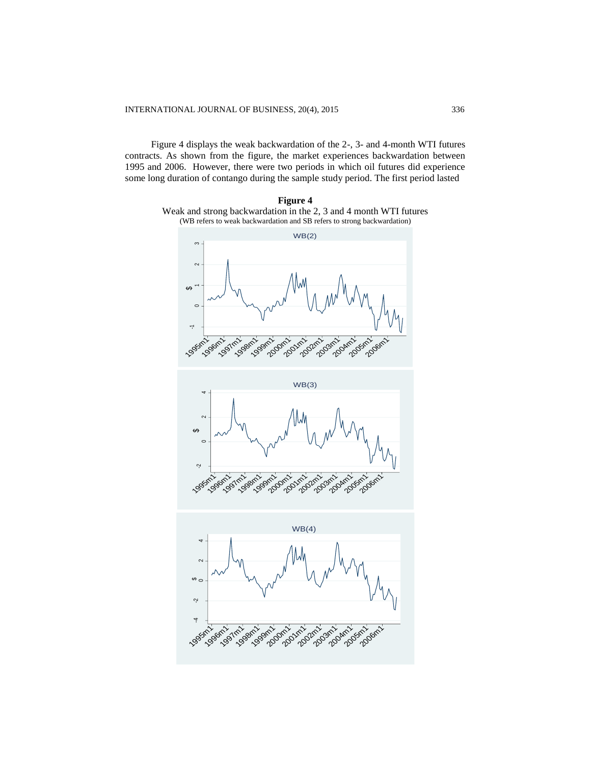Figure 4 displays the weak backwardation of the 2-, 3- and 4-month WTI futures contracts. As shown from the figure, the market experiences backwardation between 1995 and 2006. However, there were two periods in which oil futures did experience some long duration of contango during the sample study period. The first period lasted

**Figure 4**

Weak and strong backwardation in the 2, 3 and 4 month WTI futures

(WB refers to weak backwardation and SB refers to strong backwardation)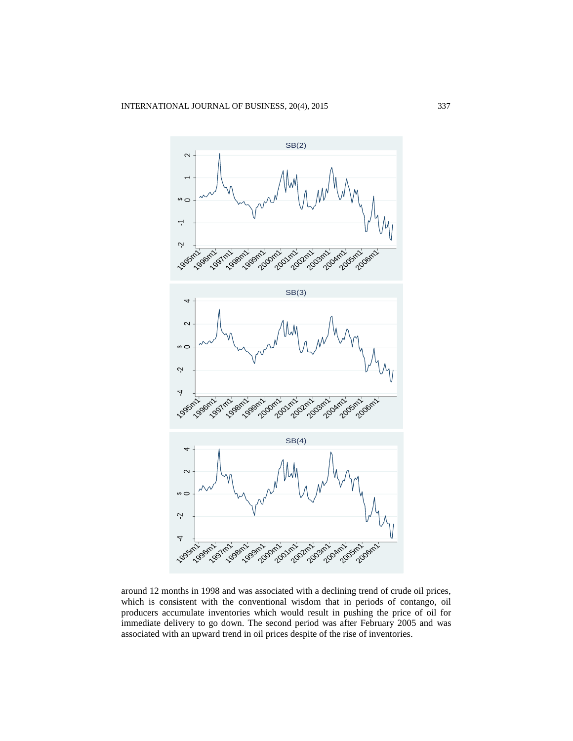around 12 months in 1998 and was associated with a declining trend of crude oil prices, which is consistent with the conventional wisdom that in periods of contango, oil producers accumulate inventories which would result in pushing the price of oil for immediate delivery to go down. The second period was after February 2005 and was associated with an upward trend in oil prices despite of the rise of inventories.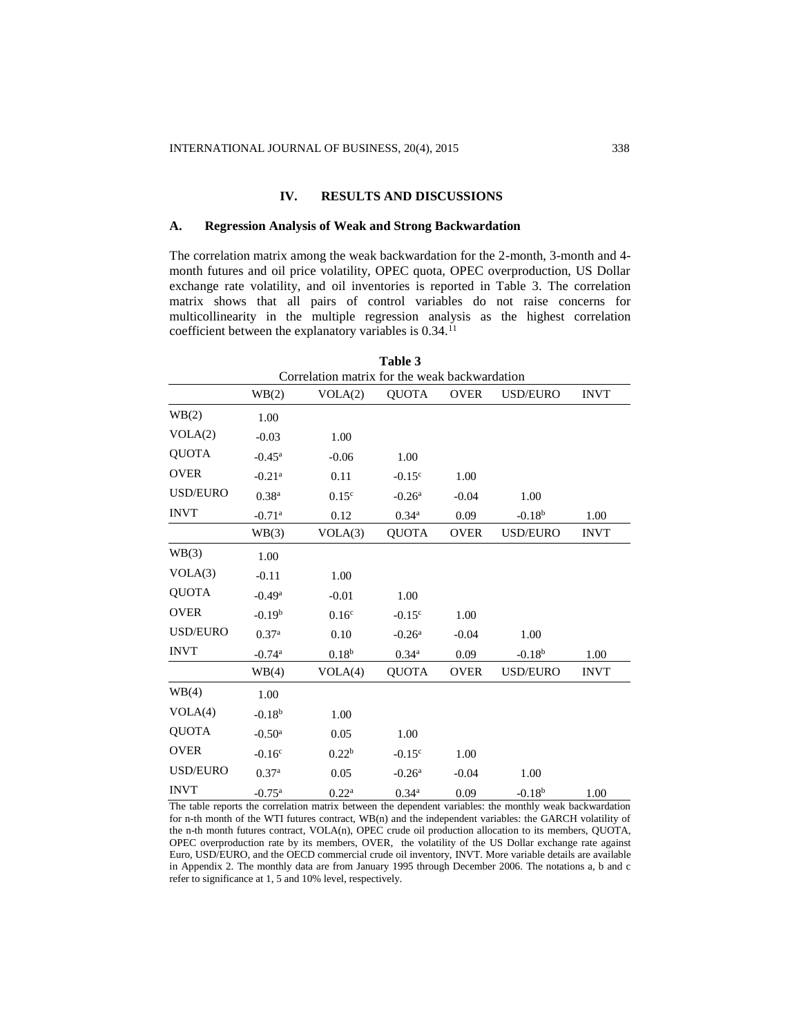## IV. RESULTS AND DISCUSSIONS

### A. Regression Analysis of Weak and Strong Backwardation

The correlation matrix among the weak backwardation for the 2-month, 3-month and 4-month futures and oil price volatility, OPEC quota, OPEC overproduction, US Dollar exchange rate volatility, and oil inventories is reported in Table 3. The correlation matrix shows that all pairs of control variables do not raise concerns for multicollinearity in the multiple regression analysis as the highest correlation coefficient between the explanatory variables is 0.34.[11]

**Table 3**
Correlation matrix for the weak backwardation

| | WB(2) | VOLA(2) | QUOTA | OVER | USD/EURO | INVT |
|---|---|---|---|---|---|---|
| WB(2) | 1.00 | | | | | |
| VOLA(2) | -0.03 | 1.00 | | | | |
| QUOTA | -0.45[a] | -0.06 | 1.00 | | | |
| OVER | -0.21[a] | 0.11 | -0.15[c] | 1.00 | | |
| USD/EURO | 0.38[a] | 0.15[c] | -0.26[a] | -0.04 | 1.00 | |
| INVT | -0.71[a] | 0.12 | 0.34[a] | 0.09 | -0.18[b] | 1.00 |
| | **WB(3)** | **VOLA(3)** | **QUOTA** | **OVER** | **USD/EURO** | **INVT** |
| WB(3) | 1.00 | | | | | |
| VOLA(3) | -0.11 | 1.00 | | | | |
| QUOTA | -0.49[a] | -0.01 | 1.00 | | | |
| OVER | -0.19[b] | 0.16[c] | -0.15[c] | 1.00 | | |
| USD/EURO | 0.37[a] | 0.10 | -0.26[a] | -0.04 | 1.00 | |
| INVT | -0.74[a] | 0.18[b] | 0.34[a] | 0.09 | -0.18[b] | 1.00 |
| | **WB(4)** | **VOLA(4)** | **QUOTA** | **OVER** | **USD/EURO** | **INVT** |
| WB(4) | 1.00 | | | | | |
| VOLA(4) | -0.18[b] | 1.00 | | | | |
| QUOTA | -0.50[a] | 0.05 | 1.00 | | | |
| OVER | -0.16[c] | 0.22[b] | -0.15[c] | 1.00 | | |
| USD/EURO | 0.37[a] | 0.05 | -0.26[a] | -0.04 | 1.00 | |
| INVT | -0.75[a] | 0.22[a] | 0.34[a] | 0.09 | -0.18[b] | 1.00 |

The table reports the correlation matrix between the dependent variables: the monthly weak backwardation for n-th month of the WTI futures contract, WB(n) and the independent variables: the GARCH volatility of the n-th month futures contract, VOLA(n), OPEC crude oil production allocation to its members, QUOTA, OPEC overproduction rate by its members, OVER, the volatility of the US Dollar exchange rate against Euro, USD/EURO, and the OECD commercial crude oil inventory, INVT. More variable details are available in Appendix 2. The monthly data are from January 1995 through December 2006. The notations a, b and c refer to significance at 1, 5 and 10% level, respectively.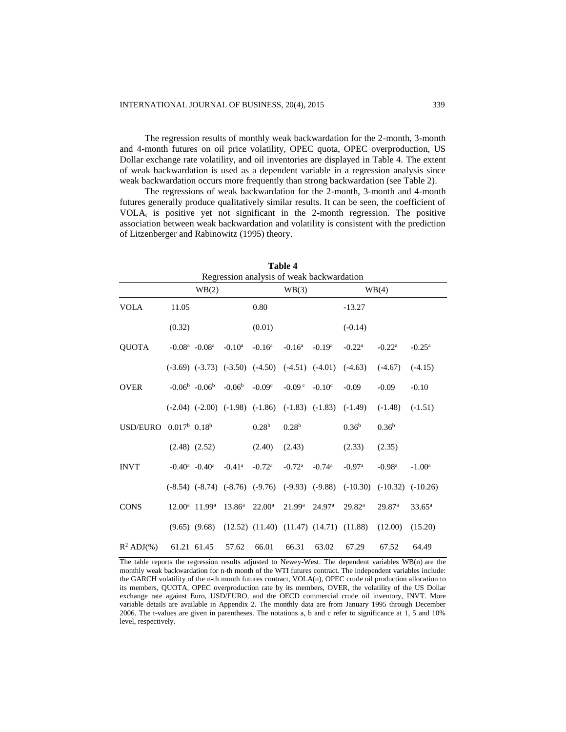The regression results of monthly weak backwardation for the 2-month, 3-month and 4-month futures on oil price volatility, OPEC quota, OPEC overproduction, US Dollar exchange rate volatility, and oil inventories are displayed in Table 4. The extent of weak backwardation is used as a dependent variable in a regression analysis since weak backwardation occurs more frequently than strong backwardation (see Table 2).

The regressions of weak backwardation for the 2-month, 3-month and 4-month futures generally produce qualitatively similar results. It can be seen, the coefficient of $VOLA_t$ is positive yet not significant in the 2-month regression. The positive association between weak backwardation and volatility is consistent with the prediction of Litzenberger and Rabinowitz (1995) theory.

**Table 4**
Regression analysis of weak backwardation

| | WB(2) | | | WB(3) | | | WB(4) | | |
|---|---|---|---|---|---|---|---|---|---|
| VOLA | 11.05 | | | 0.80 | | | -13.27 | | |
| | (0.32) | | | (0.01) | | | (-0.14) | | |
| QUOTA | -0.08[a] | -0.08[a] | -0.10[a] | -0.16[a] | -0.16[a] | -0.19[a] | -0.22[a] | -0.22[a] | -0.25[a] |
| | (-3.69) | (-3.73) | (-3.50) | (-4.50) | (-4.51) | (-4.01) | (-4.63) | (-4.67) | (-4.15) |
| OVER | -0.06[b] | -0.06[b] | -0.06[b] | -0.09[c] | -0.09[c] | -0.10[c] | -0.09 | -0.09 | -0.10 |
| | (-2.04) | (-2.00) | (-1.98) | (-1.86) | (-1.83) | (-1.83) | (-1.49) | (-1.48) | (-1.51) |
| USD/EURO | 0.017[b] | 0.18[b] | | 0.28[b] | 0.28[b] | | 0.36[b] | 0.36[b] | |
| | (2.48) | (2.52) | | (2.40) | (2.43) | | (2.33) | (2.35) | |
| INVT | -0.40[a] | -0.40[a] | -0.41[a] | -0.72[a] | -0.72[a] | -0.74[a] | -0.97[a] | -0.98[a] | -1.00[a] |
| | (-8.54) | (-8.74) | (-8.76) | (-9.76) | (-9.93) | (-9.88) | (-10.30) | (-10.32) | (-10.26) |
| CONS | 12.00[a] | 11.99[a] | 13.86[a] | 22.00[a] | 21.99[a] | 24.97[a] | 29.82[a] | 29.87[a] | 33.65[a] |
| | (9.65) | (9.68) | (12.52) | (11.40) | (11.47) | (14.71) | (11.88) | (12.00) | (15.20) |
| $R^2$ ADJ(%) | 61.21 | 61.45 | 57.62 | 66.01 | 66.31 | 63.02 | 67.29 | 67.52 | 64.49 |

The table reports the regression results adjusted to Newey-West. The dependent variables WB(n) are the monthly weak backwardation for n-th month of the WTI futures contract. The independent variables include: the GARCH volatility of the n-th month futures contract, VOLA(n), OPEC crude oil production allocation to its members, QUOTA, OPEC overproduction rate by its members, OVER, the volatility of the US Dollar exchange rate against Euro, USD/EURO, and the OECD commercial crude oil inventory, INVT. More variable details are available in Appendix 2. The monthly data are from January 1995 through December 2006. The t-values are given in parentheses. The notations a, b and c refer to significance at 1, 5 and 10% level, respectively.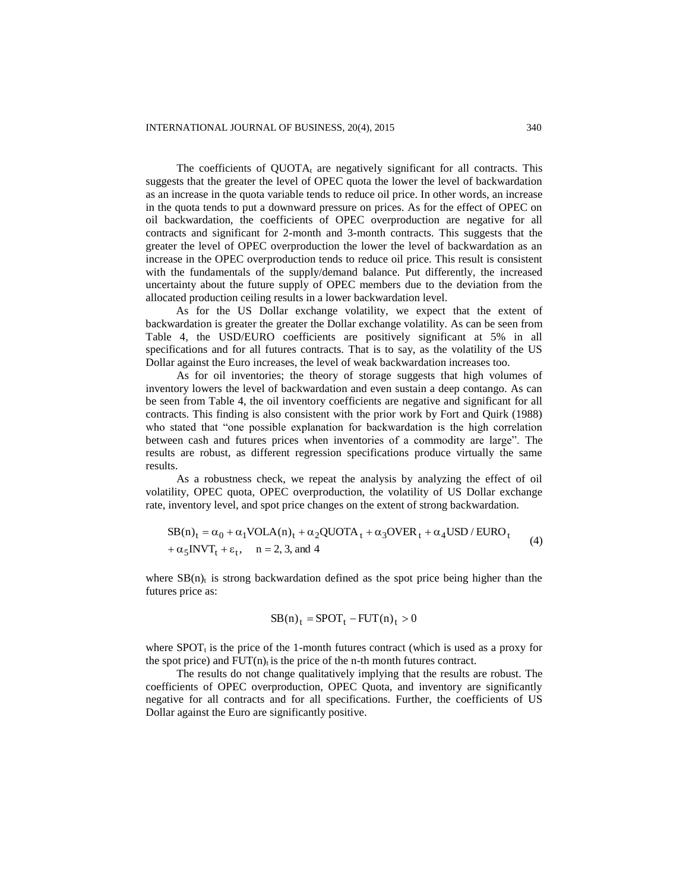The coefficients of $\text{QUOTA}_t$ are negatively significant for all contracts. This suggests that the greater the level of OPEC quota the lower the level of backwardation as an increase in the quota variable tends to reduce oil price. In other words, an increase in the quota tends to put a downward pressure on prices. As for the effect of OPEC on oil backwardation, the coefficients of OPEC overproduction are negative for all contracts and significant for 2-month and 3-month contracts. This suggests that the greater the level of OPEC overproduction the lower the level of backwardation as an increase in the OPEC overproduction tends to reduce oil price. This result is consistent with the fundamentals of the supply/demand balance. Put differently, the increased uncertainty about the future supply of OPEC members due to the deviation from the allocated production ceiling results in a lower backwardation level.

As for the US Dollar exchange volatility, we expect that the extent of backwardation is greater the greater the Dollar exchange volatility. As can be seen from Table 4, the USD/EURO coefficients are positively significant at 5% in all specifications and for all futures contracts. That is to say, as the volatility of the US Dollar against the Euro increases, the level of weak backwardation increases too.

As for oil inventories; the theory of storage suggests that high volumes of inventory lowers the level of backwardation and even sustain a deep contango. As can be seen from Table 4, the oil inventory coefficients are negative and significant for all contracts. This finding is also consistent with the prior work by Fort and Quirk (1988) who stated that "one possible explanation for backwardation is the high correlation between cash and futures prices when inventories of a commodity are large". The results are robust, as different regression specifications produce virtually the same results.

As a robustness check, we repeat the analysis by analyzing the effect of oil volatility, OPEC quota, OPEC overproduction, the volatility of US Dollar exchange rate, inventory level, and spot price changes on the extent of strong backwardation.

$$\text{SB}(n)_t = \alpha_0 + \alpha_1 \text{VOLA}(n)_t + \alpha_2 \text{QUOTA}_t + \alpha_3 \text{OVER}_t + \alpha_4 \text{USD/EURO}_t + \alpha_5 \text{INVT}_t + \varepsilon_t, \quad n = 2, 3, \text{ and } 4 \tag{4}$$

where $\text{SB}(n)_t$ is strong backwardation defined as the spot price being higher than the futures price as:

$$\text{SB}(n)_t = \text{SPOT}_t - \text{FUT}(n)_t > 0$$

where $\text{SPOT}_t$ is the price of the 1-month futures contract (which is used as a proxy for the spot price) and $\text{FUT}(n)_t$ is the price of the n-th month futures contract.

The results do not change qualitatively implying that the results are robust. The coefficients of OPEC overproduction, OPEC Quota, and inventory are significantly negative for all contracts and for all specifications. Further, the coefficients of US Dollar against the Euro are significantly positive.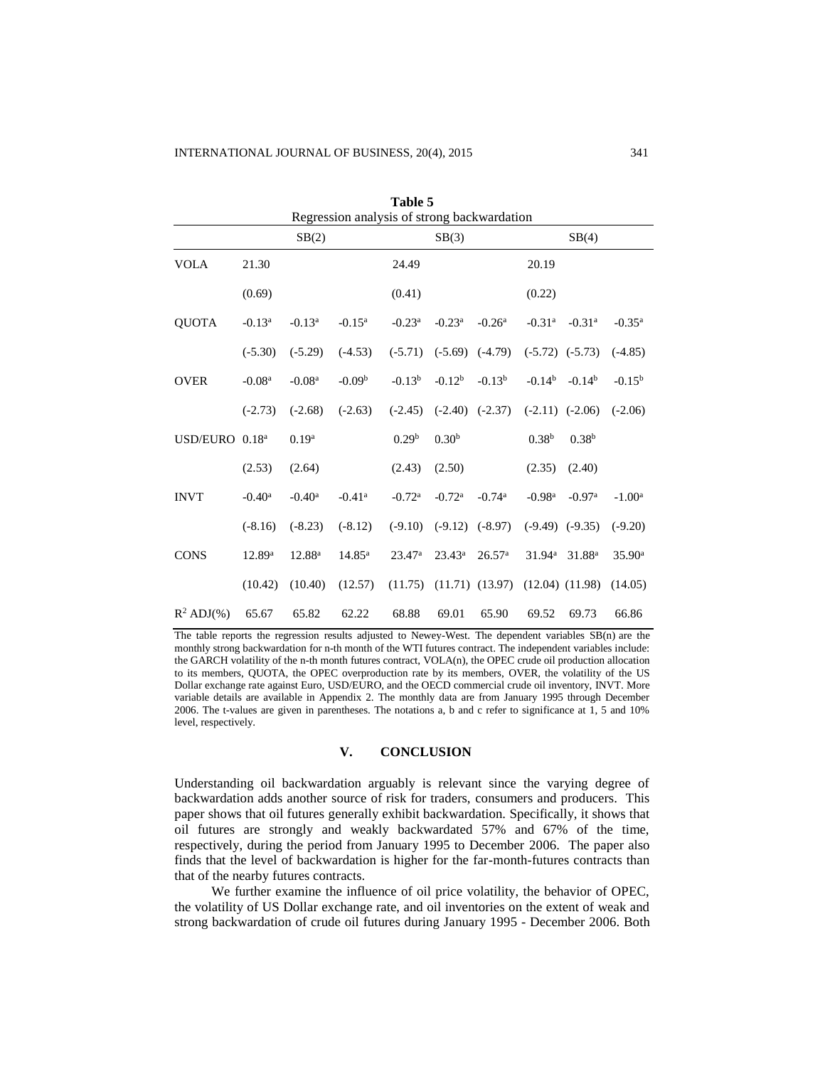**Table 5**
Regression analysis of strong backwardation

| | SB(2) | | | SB(3) | | | SB(4) | | |
|---|---|---|---|---|---|---|---|---|---|
| VOLA | 21.30 | | | 24.49 | | | 20.19 | | |
| | (0.69) | | | (0.41) | | | (0.22) | | |
| QUOTA | -0.13[a] | -0.13[a] | -0.15[a] | -0.23[a] | -0.23[a] | -0.26[a] | -0.31[a] | -0.31[a] | -0.35[a] |
| | (-5.30) | (-5.29) | (-4.53) | (-5.71) | (-5.69) | (-4.79) | (-5.72) | (-5.73) | (-4.85) |
| OVER | -0.08[a] | -0.08[a] | -0.09[b] | -0.13[b] | -0.12[b] | -0.13[b] | -0.14[b] | -0.14[b] | -0.15[b] |
| | (-2.73) | (-2.68) | (-2.63) | (-2.45) | (-2.40) | (-2.37) | (-2.11) | (-2.06) | (-2.06) |
| USD/EURO | 0.18[a] | 0.19[a] | | 0.29[b] | 0.30[b] | | 0.38[b] | 0.38[b] | |
| | (2.53) | (2.64) | | (2.43) | (2.50) | | (2.35) | (2.40) | |
| INVT | -0.40[a] | -0.40[a] | -0.41[a] | -0.72[a] | -0.72[a] | -0.74[a] | -0.98[a] | -0.97[a] | -1.00[a] |
| | (-8.16) | (-8.23) | (-8.12) | (-9.10) | (-9.12) | (-8.97) | (-9.49) | (-9.35) | (-9.20) |
| CONS | 12.89[a] | 12.88[a] | 14.85[a] | 23.47[a] | 23.43[a] | 26.57[a] | 31.94[a] | 31.88[a] | 35.90[a] |
| | (10.42) | (10.40) | (12.57) | (11.75) | (11.71) | (13.97) | (12.04) | (11.98) | (14.05) |
| $R^2$ ADJ(%) | 65.67 | 65.82 | 62.22 | 68.88 | 69.01 | 65.90 | 69.52 | 69.73 | 66.86 |

The table reports the regression results adjusted to Newey-West. The dependent variables SB(n) are the monthly strong backwardation for n-th month of the WTI futures contract. The independent variables include: the GARCH volatility of the n-th month futures contract, VOLA(n), the OPEC crude oil production allocation to its members, QUOTA, the OPEC overproduction rate by its members, OVER, the volatility of the US Dollar exchange rate against Euro, USD/EURO, and the OECD commercial crude oil inventory, INVT. More variable details are available in Appendix 2. The monthly data are from January 1995 through December 2006. The t-values are given in parentheses. The notations a, b and c refer to significance at 1, 5 and 10% level, respectively.

## V. CONCLUSION

Understanding oil backwardation arguably is relevant since the varying degree of backwardation adds another source of risk for traders, consumers and producers. This paper shows that oil futures generally exhibit backwardation. Specifically, it shows that oil futures are strongly and weakly backwardated 57% and 67% of the time, respectively, during the period from January 1995 to December 2006. The paper also finds that the level of backwardation is higher for the far-month-futures contracts than that of the nearby futures contracts.

We further examine the influence of oil price volatility, the behavior of OPEC, the volatility of US Dollar exchange rate, and oil inventories on the extent of weak and strong backwardation of crude oil futures during January 1995 - December 2006. Both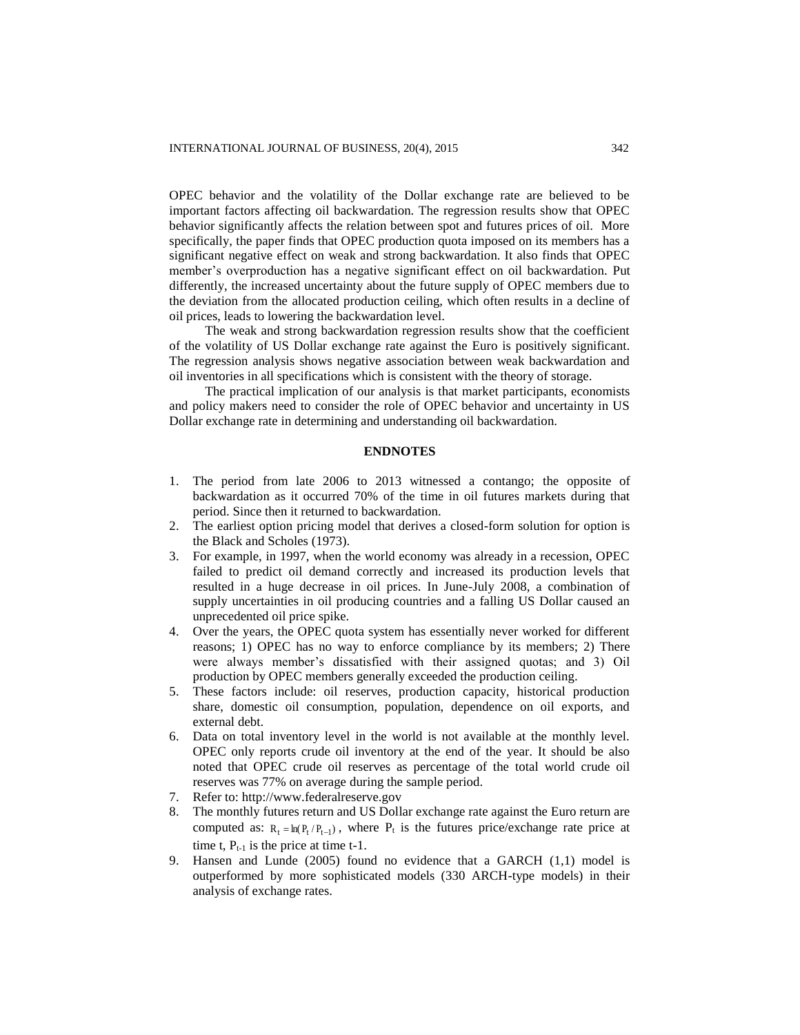OPEC behavior and the volatility of the Dollar exchange rate are believed to be important factors affecting oil backwardation. The regression results show that OPEC behavior significantly affects the relation between spot and futures prices of oil. More specifically, the paper finds that OPEC production quota imposed on its members has a significant negative effect on weak and strong backwardation. It also finds that OPEC member's overproduction has a negative significant effect on oil backwardation. Put differently, the increased uncertainty about the future supply of OPEC members due to the deviation from the allocated production ceiling, which often results in a decline of oil prices, leads to lowering the backwardation level.

The weak and strong backwardation regression results show that the coefficient of the volatility of US Dollar exchange rate against the Euro is positively significant. The regression analysis shows negative association between weak backwardation and oil inventories in all specifications which is consistent with the theory of storage.

The practical implication of our analysis is that market participants, economists and policy makers need to consider the role of OPEC behavior and uncertainty in US Dollar exchange rate in determining and understanding oil backwardation.

## ENDNOTES

1. The period from late 2006 to 2013 witnessed a contango; the opposite of backwardation as it occurred 70% of the time in oil futures markets during that period. Since then it returned to backwardation.
2. The earliest option pricing model that derives a closed-form solution for option is the Black and Scholes (1973).
3. For example, in 1997, when the world economy was already in a recession, OPEC failed to predict oil demand correctly and increased its production levels that resulted in a huge decrease in oil prices. In June-July 2008, a combination of supply uncertainties in oil producing countries and a falling US Dollar caused an unprecedented oil price spike.
4. Over the years, the OPEC quota system has essentially never worked for different reasons; 1) OPEC has no way to enforce compliance by its members; 2) There were always member's dissatisfied with their assigned quotas; and 3) Oil production by OPEC members generally exceeded the production ceiling.
5. These factors include: oil reserves, production capacity, historical production share, domestic oil consumption, population, dependence on oil exports, and external debt.
6. Data on total inventory level in the world is not available at the monthly level. OPEC only reports crude oil inventory at the end of the year. It should be also noted that OPEC crude oil reserves as percentage of the total world crude oil reserves was 77% on average during the sample period.
7. Refer to: http://www.federalreserve.gov
8. The monthly futures return and US Dollar exchange rate against the Euro return are computed as: $R_t = \ln(P_t / P_{t-1})$, where $P_t$ is the futures price/exchange rate price at time t, $P_{t-1}$ is the price at time t-1.
9. Hansen and Lunde (2005) found no evidence that a GARCH (1,1) model is outperformed by more sophisticated models (330 ARCH-type models) in their analysis of exchange rates.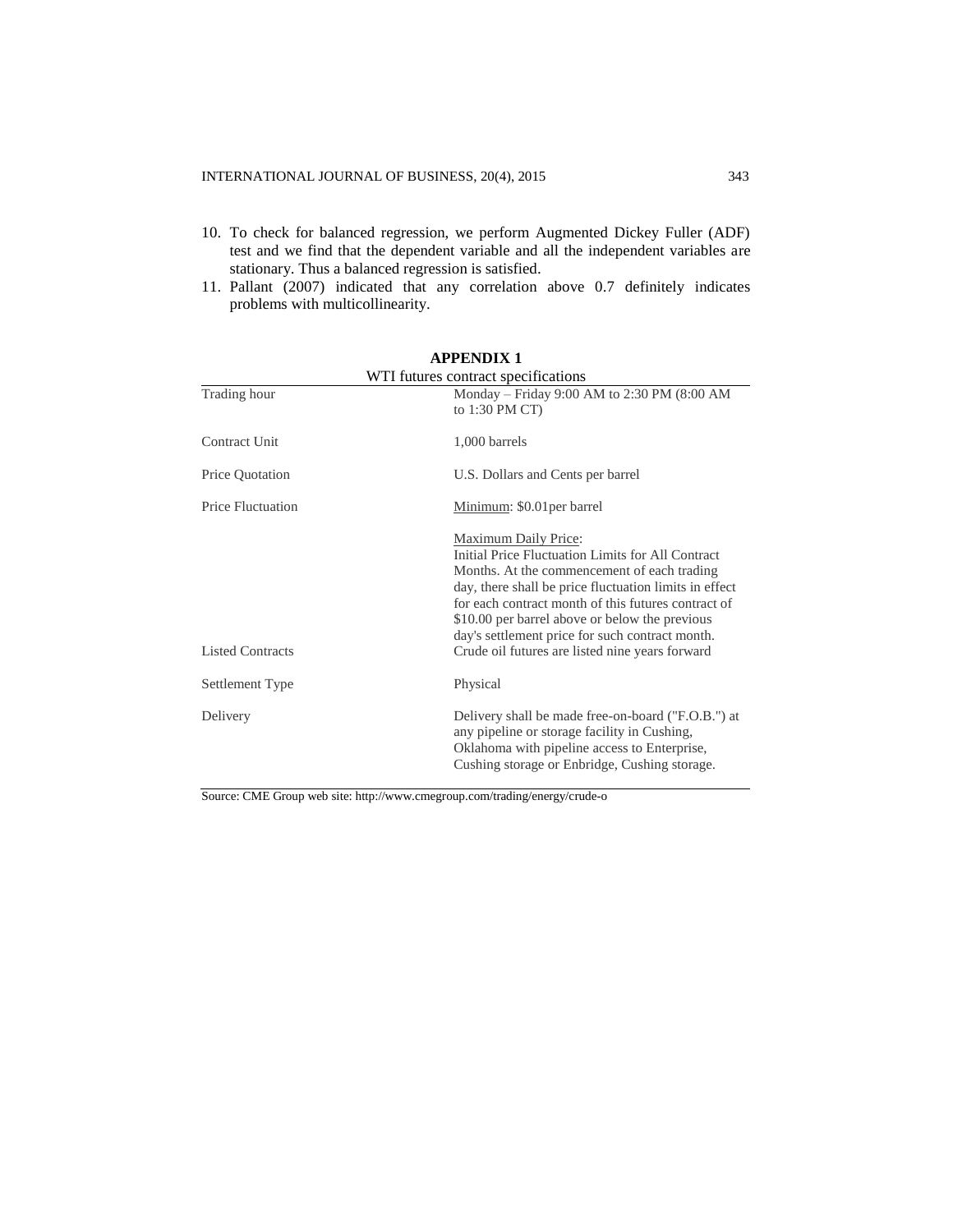10. To check for balanced regression, we perform Augmented Dickey Fuller (ADF) test and we find that the dependent variable and all the independent variables are stationary. Thus a balanced regression is satisfied.
11. Pallant (2007) indicated that any correlation above 0.7 definitely indicates problems with multicollinearity.

## APPENDIX 1

WTI futures contract specifications

| | |
|---|---|
| Trading hour | Monday – Friday 9:00 AM to 2:30 PM (8:00 AM to 1:30 PM CT) |
| Contract Unit | 1,000 barrels |
| Price Quotation | U.S. Dollars and Cents per barrel |
| Price Fluctuation | Minimum: \$0.01per barrel<br><br>Maximum Daily Price:<br>Initial Price Fluctuation Limits for All Contract Months. At the commencement of each trading day, there shall be price fluctuation limits in effect for each contract month of this futures contract of \$10.00 per barrel above or below the previous day's settlement price for such contract month. |
| Listed Contracts | Crude oil futures are listed nine years forward |
| Settlement Type | Physical |
| Delivery | Delivery shall be made free-on-board ("F.O.B.") at any pipeline or storage facility in Cushing, Oklahoma with pipeline access to Enterprise, Cushing storage or Enbridge, Cushing storage. |

Source: CME Group web site: http://www.cmegroup.com/trading/energy/crude-o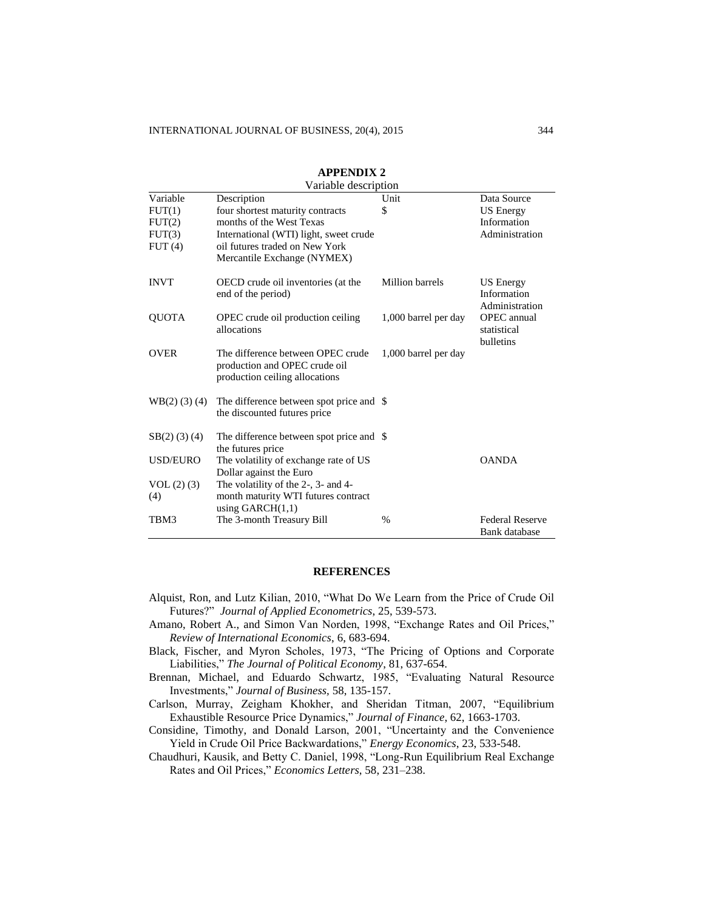## APPENDIX 2

Variable description

| Variable | Description | Unit | Data Source |
|---|---|---|---|
| FUT(1) FUT(2) FUT(3) FUT (4) | four shortest maturity contracts months of the West Texas International (WTI) light, sweet crude oil futures traded on New York Mercantile Exchange (NYMEX) | $ | US Energy Information Administration |
| INVT | OECD crude oil inventories (at the end of the period) | Million barrels | US Energy Information Administration |
| QUOTA | OPEC crude oil production ceiling allocations | 1,000 barrel per day | OPEC annual statistical bulletins |
| OVER | The difference between OPEC crude production and OPEC crude oil production ceiling allocations | 1,000 barrel per day | |
| WB(2) (3) (4) | The difference between spot price and the discounted futures price | $ | |
| SB(2) (3) (4) | The difference between spot price and the futures price | $ | |
| USD/EURO | The volatility of exchange rate of US Dollar against the Euro | | OANDA |
| VOL (2) (3) (4) | The volatility of the 2-, 3- and 4-month maturity WTI futures contract using GARCH(1,1) | | |
| TBM3 | The 3-month Treasury Bill | % | Federal Reserve Bank database |

## REFERENCES

Alquist, Ron, and Lutz Kilian, 2010, "What Do We Learn from the Price of Crude Oil Futures?" *Journal of Applied Econometrics*, 25, 539-573.

Amano, Robert A., and Simon Van Norden, 1998, "Exchange Rates and Oil Prices," *Review of International Economics*, 6, 683-694.

Black, Fischer, and Myron Scholes, 1973, "The Pricing of Options and Corporate Liabilities," *The Journal of Political Economy*, 81, 637-654.

Brennan, Michael, and Eduardo Schwartz, 1985, "Evaluating Natural Resource Investments," *Journal of Business*, 58, 135-157.

Carlson, Murray, Zeigham Khokher, and Sheridan Titman, 2007, "Equilibrium Exhaustible Resource Price Dynamics," *Journal of Finance*, 62, 1663-1703.

Considine, Timothy, and Donald Larson, 2001, "Uncertainty and the Convenience Yield in Crude Oil Price Backwardations," *Energy Economics*, 23, 533-548.

Chaudhuri, Kausik, and Betty C. Daniel, 1998, "Long-Run Equilibrium Real Exchange Rates and Oil Prices," *Economics Letters*, 58, 231–238.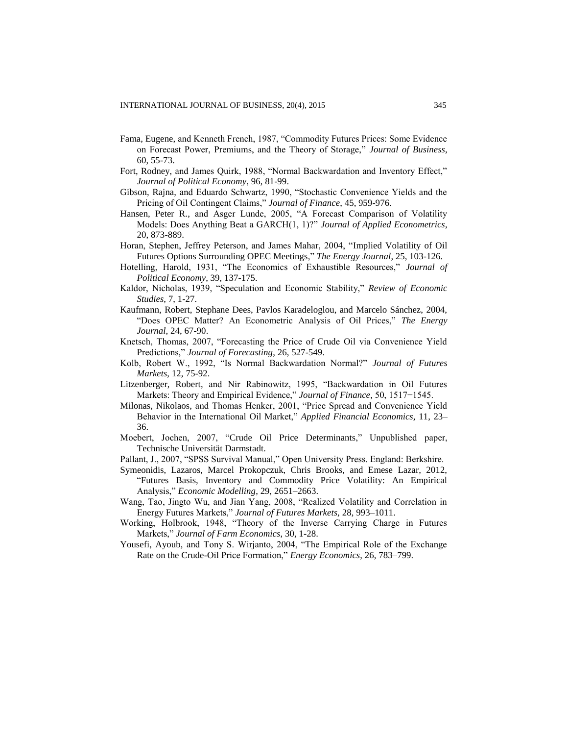Fama, Eugene, and Kenneth French, 1987, "Commodity Futures Prices: Some Evidence on Forecast Power, Premiums, and the Theory of Storage," *Journal of Business*, 60, 55-73.

Fort, Rodney, and James Quirk, 1988, "Normal Backwardation and Inventory Effect," *Journal of Political Economy*, 96, 81-99.

Gibson, Rajna, and Eduardo Schwartz, 1990, "Stochastic Convenience Yields and the Pricing of Oil Contingent Claims," *Journal of Finance*, 45, 959-976.

Hansen, Peter R., and Asger Lunde, 2005, "A Forecast Comparison of Volatility Models: Does Anything Beat a GARCH(1, 1)?" *Journal of Applied Econometrics*, 20, 873-889.

Horan, Stephen, Jeffrey Peterson, and James Mahar, 2004, "Implied Volatility of Oil Futures Options Surrounding OPEC Meetings," *The Energy Journal*, 25, 103-126.

Hotelling, Harold, 1931, "The Economics of Exhaustible Resources," *Journal of Political Economy*, 39, 137-175.

Kaldor, Nicholas, 1939, "Speculation and Economic Stability," *Review of Economic Studies*, 7, 1-27.

Kaufmann, Robert, Stephane Dees, Pavlos Karadeloglou, and Marcelo Sánchez, 2004, "Does OPEC Matter? An Econometric Analysis of Oil Prices," *The Energy Journal*, 24, 67-90.

Knetsch, Thomas, 2007, "Forecasting the Price of Crude Oil via Convenience Yield Predictions," *Journal of Forecasting*, 26, 527-549.

Kolb, Robert W., 1992, "Is Normal Backwardation Normal?" *Journal of Futures Markets*, 12, 75-92.

Litzenberger, Robert, and Nir Rabinowitz, 1995, "Backwardation in Oil Futures Markets: Theory and Empirical Evidence," *Journal of Finance*, 50, 1517−1545.

Milonas, Nikolaos, and Thomas Henker, 2001, "Price Spread and Convenience Yield Behavior in the International Oil Market," *Applied Financial Economics*, 11, 23–36.

Moebert, Jochen, 2007, "Crude Oil Price Determinants," Unpublished paper, Technische Universität Darmstadt.

Pallant, J., 2007, "SPSS Survival Manual," Open University Press. England: Berkshire.

Symeonidis, Lazaros, Marcel Prokopczuk, Chris Brooks, and Emese Lazar, 2012, "Futures Basis, Inventory and Commodity Price Volatility: An Empirical Analysis," *Economic Modelling*, 29, 2651–2663.

Wang, Tao, Jingto Wu, and Jian Yang, 2008, "Realized Volatility and Correlation in Energy Futures Markets," *Journal of Futures Markets*, 28, 993–1011.

Working, Holbrook, 1948, "Theory of the Inverse Carrying Charge in Futures Markets," *Journal of Farm Economics*, 30, 1-28.

Yousefi, Ayoub, and Tony S. Wirjanto, 2004, "The Empirical Role of the Exchange Rate on the Crude-Oil Price Formation," *Energy Economics*, 26, 783–799.